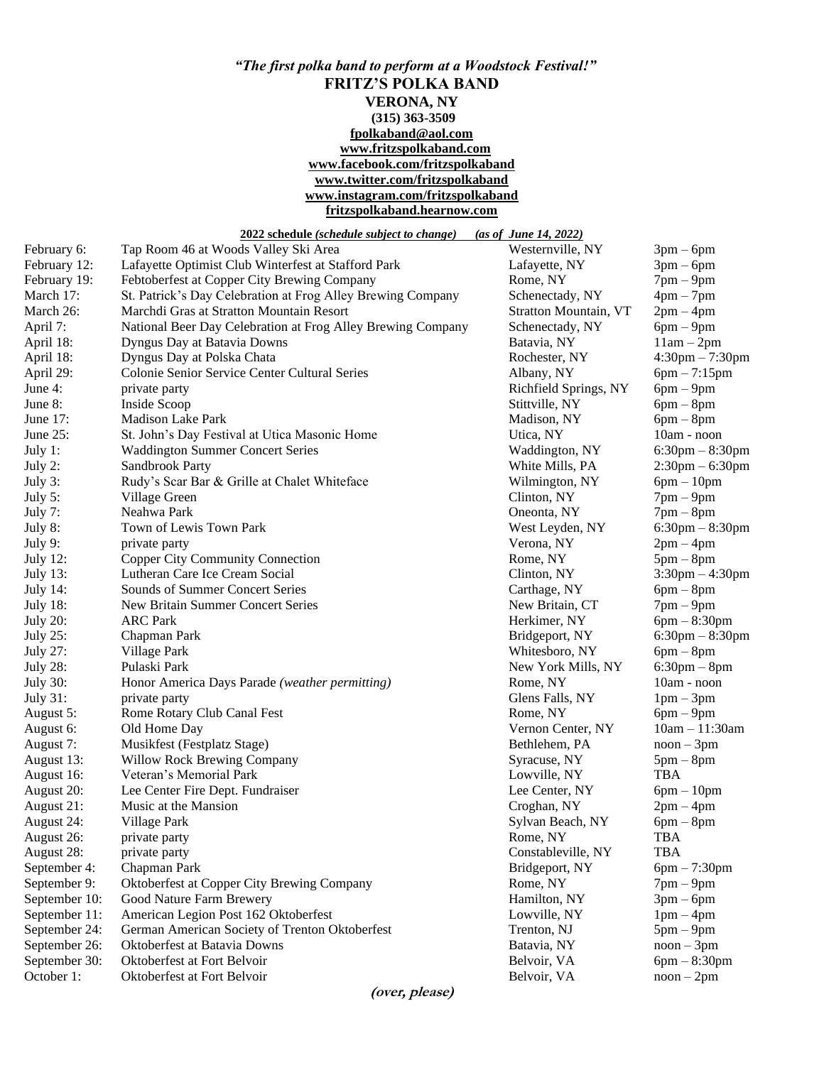***"The first polka band to perform at a Woodstock Festival!"***

**FRITZ'S POLKA BAND**

**VERONA, NY**

**(315) 363-3509**

**fpolkaband@aol.com**

**www.fritzspolkaband.com**

**www.facebook.com/fritzspolkaband**

**www.twitter.com/fritzspolkaband**

**www.instagram.com/fritzspolkaband**

**fritzspolkaband.hearnow.com**

**2022 schedule** ***(schedule subject to change)*** ***(as of June 14, 2022)***

| Date | Event | Location | Time |
|---|---|---|---|
| February 6: | Tap Room 46 at Woods Valley Ski Area | Westernville, NY | 3pm – 6pm |
| February 12: | Lafayette Optimist Club Winterfest at Stafford Park | Lafayette, NY | 3pm – 6pm |
| February 19: | Febtoberfest at Copper City Brewing Company | Rome, NY | 7pm – 9pm |
| March 17: | St. Patrick's Day Celebration at Frog Alley Brewing Company | Schenectady, NY | 4pm – 7pm |
| March 26: | Marchdi Gras at Stratton Mountain Resort | Stratton Mountain, VT | 2pm – 4pm |
| April 7: | National Beer Day Celebration at Frog Alley Brewing Company | Schenectady, NY | 6pm – 9pm |
| April 18: | Dyngus Day at Batavia Downs | Batavia, NY | 11am – 2pm |
| April 18: | Dyngus Day at Polska Chata | Rochester, NY | 4:30pm – 7:30pm |
| April 29: | Colonie Senior Service Center Cultural Series | Albany, NY | 6pm – 7:15pm |
| June 4: | private party | Richfield Springs, NY | 6pm – 9pm |
| June 8: | Inside Scoop | Stittville, NY | 6pm – 8pm |
| June 17: | Madison Lake Park | Madison, NY | 6pm – 8pm |
| June 25: | St. John's Day Festival at Utica Masonic Home | Utica, NY | 10am - noon |
| July 1: | Waddington Summer Concert Series | Waddington, NY | 6:30pm – 8:30pm |
| July 2: | Sandbrook Party | White Mills, PA | 2:30pm – 6:30pm |
| July 3: | Rudy's Scar Bar & Grille at Chalet Whiteface | Wilmington, NY | 6pm – 10pm |
| July 5: | Village Green | Clinton, NY | 7pm – 9pm |
| July 7: | Neahwa Park | Oneonta, NY | 7pm – 8pm |
| July 8: | Town of Lewis Town Park | West Leyden, NY | 6:30pm – 8:30pm |
| July 9: | private party | Verona, NY | 2pm – 4pm |
| July 12: | Copper City Community Connection | Rome, NY | 5pm – 8pm |
| July 13: | Lutheran Care Ice Cream Social | Clinton, NY | 3:30pm – 4:30pm |
| July 14: | Sounds of Summer Concert Series | Carthage, NY | 6pm – 8pm |
| July 18: | New Britain Summer Concert Series | New Britain, CT | 7pm – 9pm |
| July 20: | ARC Park | Herkimer, NY | 6pm – 8:30pm |
| July 25: | Chapman Park | Bridgeport, NY | 6:30pm – 8:30pm |
| July 27: | Village Park | Whitesboro, NY | 6pm – 8pm |
| July 28: | Pulaski Park | New York Mills, NY | 6:30pm – 8pm |
| July 30: | Honor America Days Parade *(weather permitting)* | Rome, NY | 10am - noon |
| July 31: | private party | Glens Falls, NY | 1pm – 3pm |
| August 5: | Rome Rotary Club Canal Fest | Rome, NY | 6pm – 9pm |
| August 6: | Old Home Day | Vernon Center, NY | 10am – 11:30am |
| August 7: | Musikfest (Festplatz Stage) | Bethlehem, PA | noon – 3pm |
| August 13: | Willow Rock Brewing Company | Syracuse, NY | 5pm – 8pm |
| August 16: | Veteran's Memorial Park | Lowville, NY | TBA |
| August 20: | Lee Center Fire Dept. Fundraiser | Lee Center, NY | 6pm – 10pm |
| August 21: | Music at the Mansion | Croghan, NY | 2pm – 4pm |
| August 24: | Village Park | Sylvan Beach, NY | 6pm – 8pm |
| August 26: | private party | Rome, NY | TBA |
| August 28: | private party | Constableville, NY | TBA |
| September 4: | Chapman Park | Bridgeport, NY | 6pm – 7:30pm |
| September 9: | Oktoberfest at Copper City Brewing Company | Rome, NY | 7pm – 9pm |
| September 10: | Good Nature Farm Brewery | Hamilton, NY | 3pm – 6pm |
| September 11: | American Legion Post 162 Oktoberfest | Lowville, NY | 1pm – 4pm |
| September 24: | German American Society of Trenton Oktoberfest | Trenton, NJ | 5pm – 9pm |
| September 26: | Oktoberfest at Batavia Downs | Batavia, NY | noon – 3pm |
| September 30: | Oktoberfest at Fort Belvoir | Belvoir, VA | 6pm – 8:30pm |
| October 1: | Oktoberfest at Fort Belvoir | Belvoir, VA | noon – 2pm |

***(over, please)***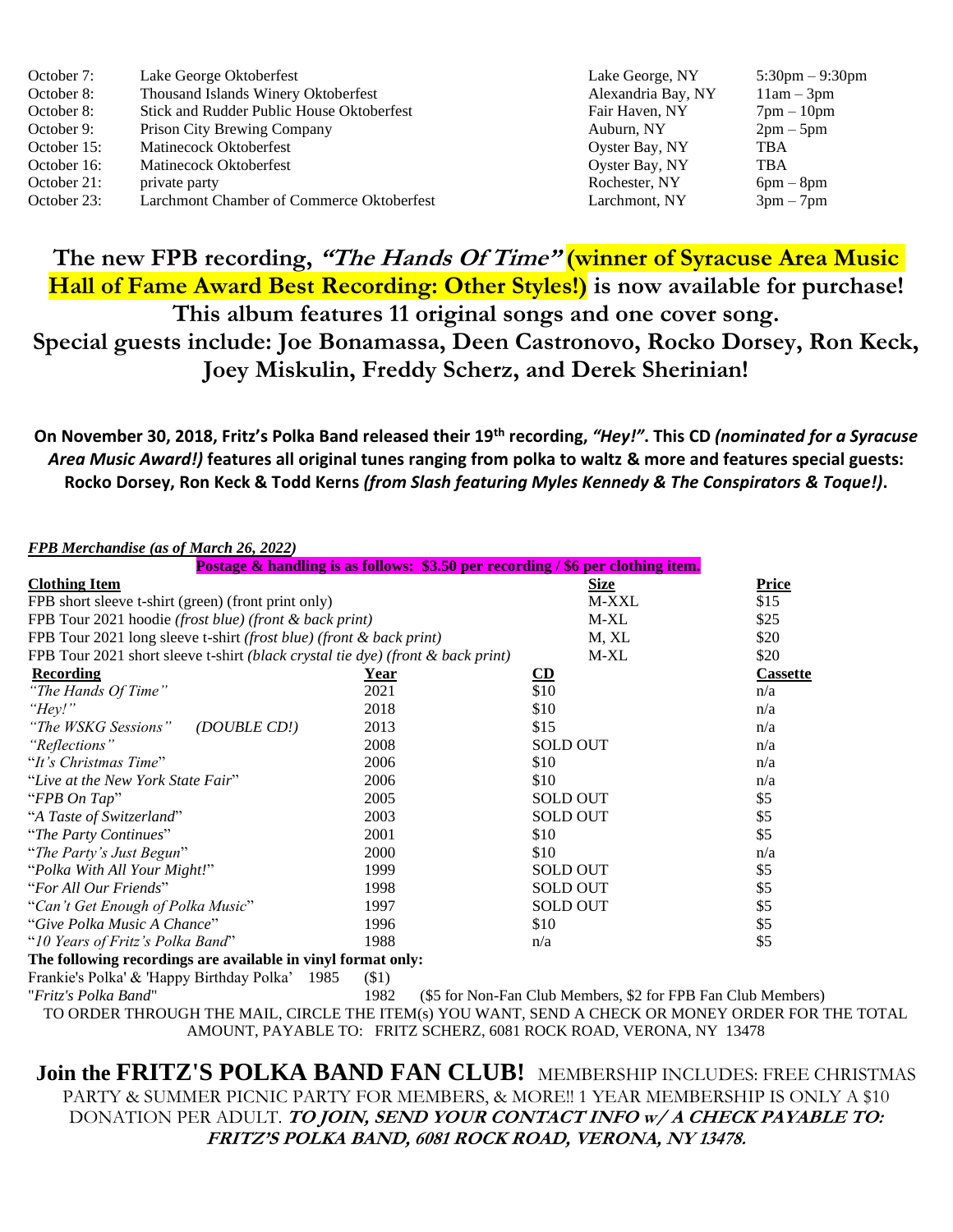| | | | |
|---|---|---|---|
| October 7: | Lake George Oktoberfest | Lake George, NY | 5:30pm – 9:30pm |
| October 8: | Thousand Islands Winery Oktoberfest | Alexandria Bay, NY | 11am – 3pm |
| October 8: | Stick and Rudder Public House Oktoberfest | Fair Haven, NY | 7pm – 10pm |
| October 9: | Prison City Brewing Company | Auburn, NY | 2pm – 5pm |
| October 15: | Matinecock Oktoberfest | Oyster Bay, NY | TBA |
| October 16: | Matinecock Oktoberfest | Oyster Bay, NY | TBA |
| October 21: | private party | Rochester, NY | 6pm – 8pm |
| October 23: | Larchmont Chamber of Commerce Oktoberfest | Larchmont, NY | 3pm – 7pm |

**The new FPB recording, *"The Hands Of Time"* (winner of Syracuse Area Music Hall of Fame Award Best Recording: Other Styles!) is now available for purchase! This album features 11 original songs and one cover song. Special guests include: Joe Bonamassa, Deen Castronovo, Rocko Dorsey, Ron Keck, Joey Miskulin, Freddy Scherz, and Derek Sherinian!**

**On November 30, 2018, Fritz's Polka Band released their 19th recording, *"Hey!"*. This CD *(nominated for a Syracuse Area Music Award!)* features all original tunes ranging from polka to waltz & more and features special guests: Rocko Dorsey, Ron Keck & Todd Kerns *(from Slash featuring Myles Kennedy & The Conspirators & Toque!)*.**

***FPB Merchandise (as of March 26, 2022)***

**Postage & handling is as follows: $3.50 per recording / $6 per clothing item.**

| **Clothing Item** | **Size** | **Price** |
|---|---|---|
| FPB short sleeve t-shirt (green) (front print only) | M-XXL | $15 |
| FPB Tour 2021 hoodie *(frost blue) (front & back print)* | M-XL | $25 |
| FPB Tour 2021 long sleeve t-shirt *(frost blue) (front & back print)* | M, XL | $20 |
| FPB Tour 2021 short sleeve t-shirt *(black crystal tie dye) (front & back print)* | M-XL | $20 |

| **Recording** | **Year** | **CD** | **Cassette** |
|---|---|---|---|
| *"The Hands Of Time"* | 2021 | $10 | n/a |
| *"Hey!"* | 2018 | $10 | n/a |
| *"The WSKG Sessions" (DOUBLE CD!)* | 2013 | $15 | n/a |
| *"Reflections"* | 2008 | SOLD OUT | n/a |
| "*It's Christmas Time*" | 2006 | $10 | n/a |
| "*Live at the New York State Fair*" | 2006 | $10 | n/a |
| "*FPB On Tap*" | 2005 | SOLD OUT | $5 |
| "*A Taste of Switzerland*" | 2003 | SOLD OUT | $5 |
| "*The Party Continues*" | 2001 | $10 | $5 |
| "*The Party's Just Begun*" | 2000 | $10 | n/a |
| "*Polka With All Your Might!*" | 1999 | SOLD OUT | $5 |
| "*For All Our Friends*" | 1998 | SOLD OUT | $5 |
| "*Can't Get Enough of Polka Music*" | 1997 | SOLD OUT | $5 |
| "*Give Polka Music A Chance*" | 1996 | $10 | $5 |
| "*10 Years of Fritz's Polka Band*" | 1988 | n/a | $5 |

**The following recordings are available in vinyl format only:**

Frankie's Polka' & 'Happy Birthday Polka' 1985 ($1)

"*Fritz's Polka Band*" 1982 ($5 for Non-Fan Club Members, $2 for FPB Fan Club Members)

TO ORDER THROUGH THE MAIL, CIRCLE THE ITEM(s) YOU WANT, SEND A CHECK OR MONEY ORDER FOR THE TOTAL AMOUNT, PAYABLE TO: FRITZ SCHERZ, 6081 ROCK ROAD, VERONA, NY 13478

**Join the FRITZ'S POLKA BAND FAN CLUB!** MEMBERSHIP INCLUDES: FREE CHRISTMAS PARTY & SUMMER PICNIC PARTY FOR MEMBERS, & MORE!! 1 YEAR MEMBERSHIP IS ONLY A $10 DONATION PER ADULT. ***TO JOIN, SEND YOUR CONTACT INFO w/ A CHECK PAYABLE TO: FRITZ'S POLKA BAND, 6081 ROCK ROAD, VERONA, NY 13478.***